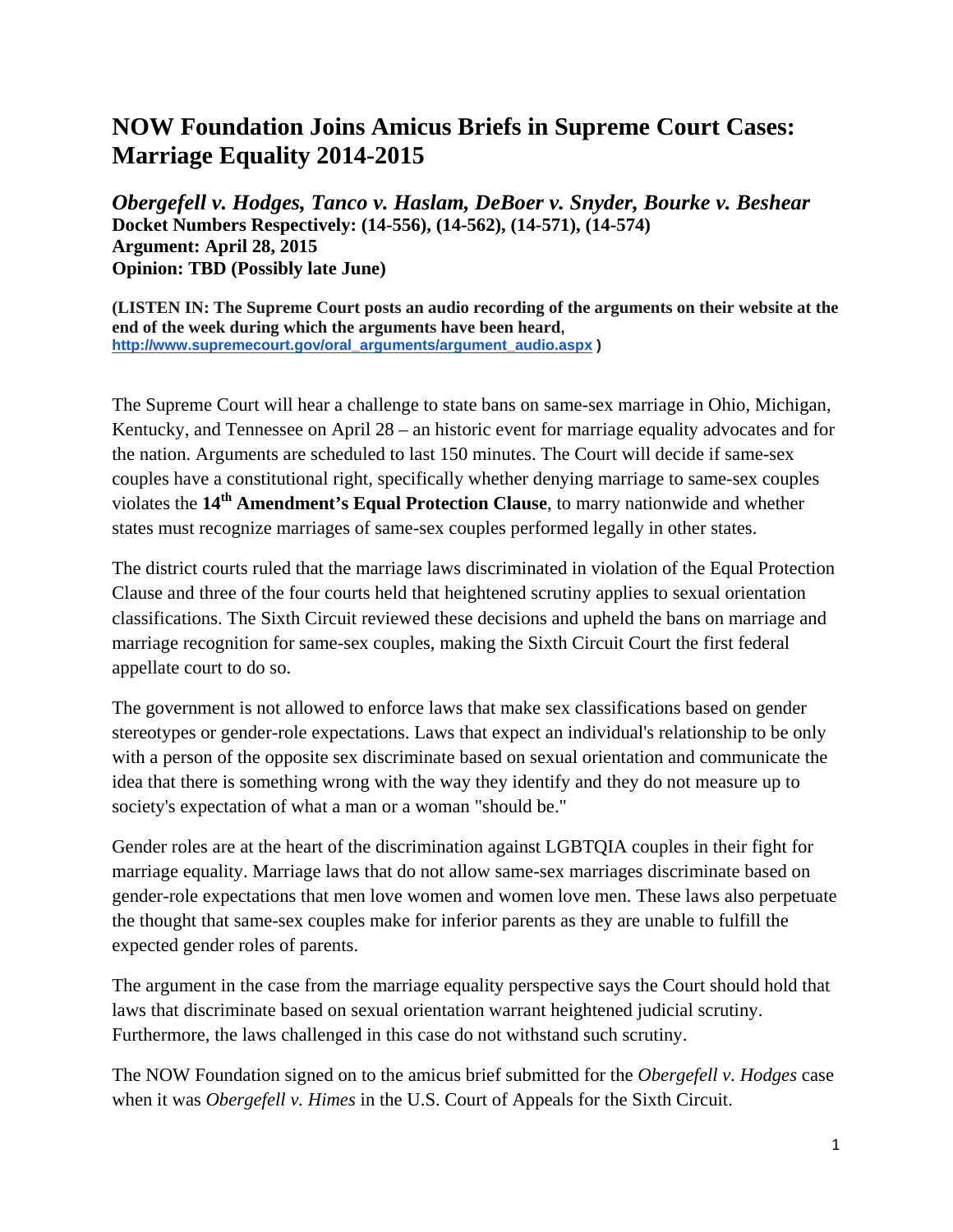# NOW Foundation Joins Amicus Briefs in Supreme Court Cases: Marriage Equality 2014-2015

## *Obergefell v. Hodges, Tanco v. Haslam, DeBoer v. Snyder, Bourke v. Beshear*

**Docket Numbers Respectively: (14-556), (14-562), (14-571), (14-574)**
**Argument: April 28, 2015**
**Opinion: TBD (Possibly late June)**

**(LISTEN IN: The Supreme Court posts an audio recording of the arguments on their website at the end of the week during which the arguments have been heard, http://www.supremecourt.gov/oral_arguments/argument_audio.aspx )**

The Supreme Court will hear a challenge to state bans on same-sex marriage in Ohio, Michigan, Kentucky, and Tennessee on April 28 – an historic event for marriage equality advocates and for the nation. Arguments are scheduled to last 150 minutes. The Court will decide if same-sex couples have a constitutional right, specifically whether denying marriage to same-sex couples violates the **14th Amendment's Equal Protection Clause**, to marry nationwide and whether states must recognize marriages of same-sex couples performed legally in other states.

The district courts ruled that the marriage laws discriminated in violation of the Equal Protection Clause and three of the four courts held that heightened scrutiny applies to sexual orientation classifications. The Sixth Circuit reviewed these decisions and upheld the bans on marriage and marriage recognition for same-sex couples, making the Sixth Circuit Court the first federal appellate court to do so.

The government is not allowed to enforce laws that make sex classifications based on gender stereotypes or gender-role expectations. Laws that expect an individual's relationship to be only with a person of the opposite sex discriminate based on sexual orientation and communicate the idea that there is something wrong with the way they identify and they do not measure up to society's expectation of what a man or a woman "should be."

Gender roles are at the heart of the discrimination against LGBTQIA couples in their fight for marriage equality. Marriage laws that do not allow same-sex marriages discriminate based on gender-role expectations that men love women and women love men. These laws also perpetuate the thought that same-sex couples make for inferior parents as they are unable to fulfill the expected gender roles of parents.

The argument in the case from the marriage equality perspective says the Court should hold that laws that discriminate based on sexual orientation warrant heightened judicial scrutiny. Furthermore, the laws challenged in this case do not withstand such scrutiny.

The NOW Foundation signed on to the amicus brief submitted for the *Obergefell v. Hodges* case when it was *Obergefell v. Himes* in the U.S. Court of Appeals for the Sixth Circuit.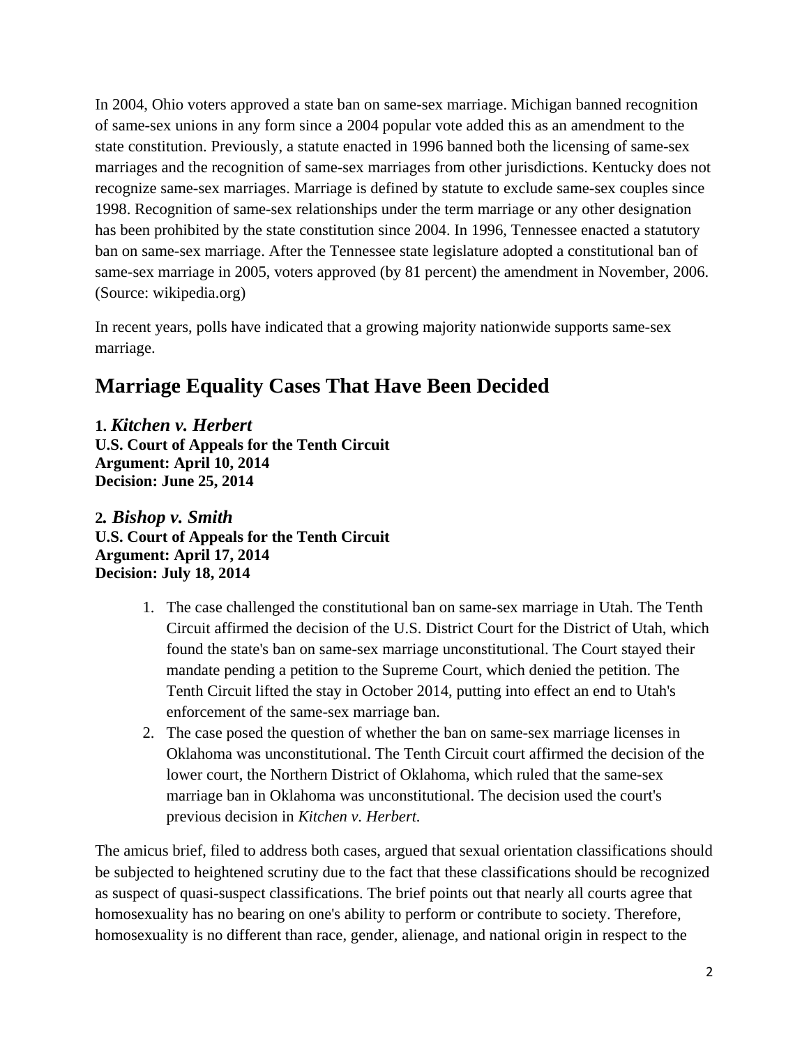In 2004, Ohio voters approved a state ban on same-sex marriage. Michigan banned recognition of same-sex unions in any form since a 2004 popular vote added this as an amendment to the state constitution. Previously, a statute enacted in 1996 banned both the licensing of same-sex marriages and the recognition of same-sex marriages from other jurisdictions. Kentucky does not recognize same-sex marriages. Marriage is defined by statute to exclude same-sex couples since 1998. Recognition of same-sex relationships under the term marriage or any other designation has been prohibited by the state constitution since 2004. In 1996, Tennessee enacted a statutory ban on same-sex marriage. After the Tennessee state legislature adopted a constitutional ban of same-sex marriage in 2005, voters approved (by 81 percent) the amendment in November, 2006. (Source: wikipedia.org)

In recent years, polls have indicated that a growing majority nationwide supports same-sex marriage.

## Marriage Equality Cases That Have Been Decided

**1.** ***Kitchen v. Herbert***
**U.S. Court of Appeals for the Tenth Circuit**
**Argument: April 10, 2014**
**Decision: June 25, 2014**

**2.** ***Bishop v. Smith***
**U.S. Court of Appeals for the Tenth Circuit**
**Argument: April 17, 2014**
**Decision: July 18, 2014**

1. The case challenged the constitutional ban on same-sex marriage in Utah. The Tenth Circuit affirmed the decision of the U.S. District Court for the District of Utah, which found the state's ban on same-sex marriage unconstitutional. The Court stayed their mandate pending a petition to the Supreme Court, which denied the petition. The Tenth Circuit lifted the stay in October 2014, putting into effect an end to Utah's enforcement of the same-sex marriage ban.
2. The case posed the question of whether the ban on same-sex marriage licenses in Oklahoma was unconstitutional. The Tenth Circuit court affirmed the decision of the lower court, the Northern District of Oklahoma, which ruled that the same-sex marriage ban in Oklahoma was unconstitutional. The decision used the court's previous decision in *Kitchen v. Herbert.*

The amicus brief, filed to address both cases, argued that sexual orientation classifications should be subjected to heightened scrutiny due to the fact that these classifications should be recognized as suspect of quasi-suspect classifications. The brief points out that nearly all courts agree that homosexuality has no bearing on one's ability to perform or contribute to society. Therefore, homosexuality is no different than race, gender, alienage, and national origin in respect to the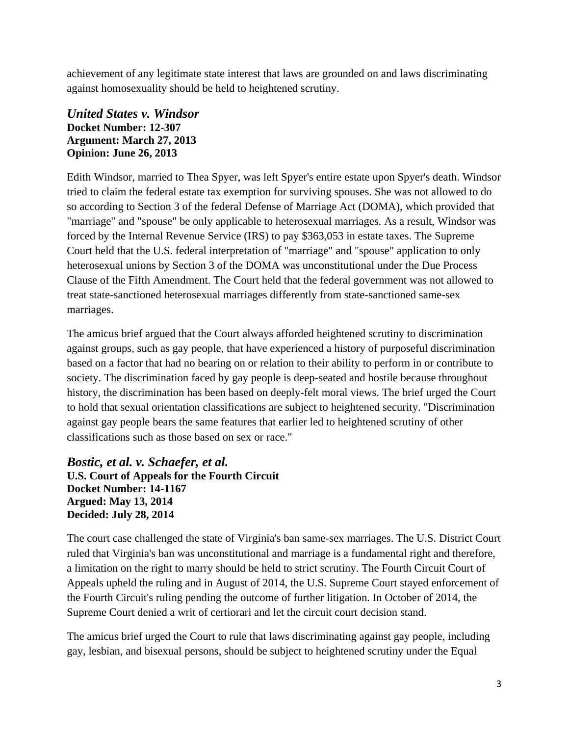achievement of any legitimate state interest that laws are grounded on and laws discriminating against homosexuality should be held to heightened scrutiny.

### *United States v. Windsor*

**Docket Number: 12-307**
**Argument: March 27, 2013**
**Opinion: June 26, 2013**

Edith Windsor, married to Thea Spyer, was left Spyer's entire estate upon Spyer's death. Windsor tried to claim the federal estate tax exemption for surviving spouses. She was not allowed to do so according to Section 3 of the federal Defense of Marriage Act (DOMA), which provided that "marriage" and "spouse" be only applicable to heterosexual marriages. As a result, Windsor was forced by the Internal Revenue Service (IRS) to pay $363,053 in estate taxes. The Supreme Court held that the U.S. federal interpretation of "marriage" and "spouse" application to only heterosexual unions by Section 3 of the DOMA was unconstitutional under the Due Process Clause of the Fifth Amendment. The Court held that the federal government was not allowed to treat state-sanctioned heterosexual marriages differently from state-sanctioned same-sex marriages.

The amicus brief argued that the Court always afforded heightened scrutiny to discrimination against groups, such as gay people, that have experienced a history of purposeful discrimination based on a factor that had no bearing on or relation to their ability to perform in or contribute to society. The discrimination faced by gay people is deep-seated and hostile because throughout history, the discrimination has been based on deeply-felt moral views. The brief urged the Court to hold that sexual orientation classifications are subject to heightened security. "Discrimination against gay people bears the same features that earlier led to heightened scrutiny of other classifications such as those based on sex or race."

### *Bostic, et al. v. Schaefer, et al.*

**U.S. Court of Appeals for the Fourth Circuit**
**Docket Number: 14-1167**
**Argued: May 13, 2014**
**Decided: July 28, 2014**

The court case challenged the state of Virginia's ban same-sex marriages. The U.S. District Court ruled that Virginia's ban was unconstitutional and marriage is a fundamental right and therefore, a limitation on the right to marry should be held to strict scrutiny. The Fourth Circuit Court of Appeals upheld the ruling and in August of 2014, the U.S. Supreme Court stayed enforcement of the Fourth Circuit's ruling pending the outcome of further litigation. In October of 2014, the Supreme Court denied a writ of certiorari and let the circuit court decision stand.

The amicus brief urged the Court to rule that laws discriminating against gay people, including gay, lesbian, and bisexual persons, should be subject to heightened scrutiny under the Equal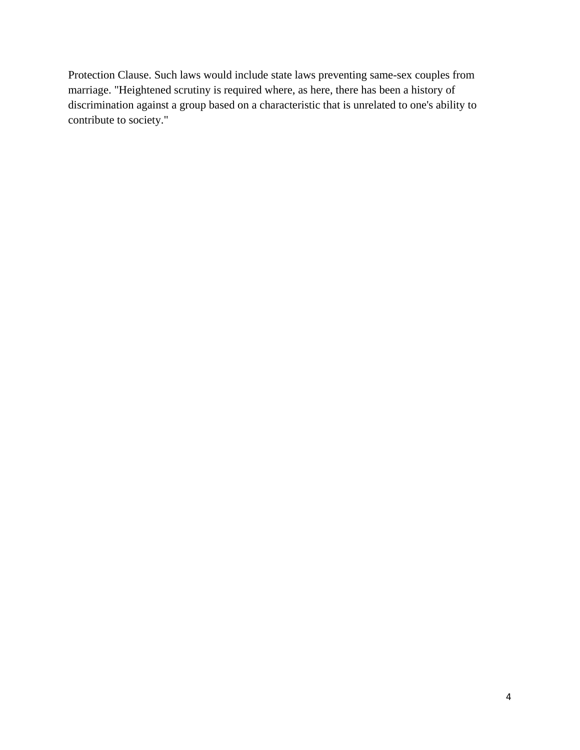Protection Clause. Such laws would include state laws preventing same-sex couples from marriage. "Heightened scrutiny is required where, as here, there has been a history of discrimination against a group based on a characteristic that is unrelated to one's ability to contribute to society."